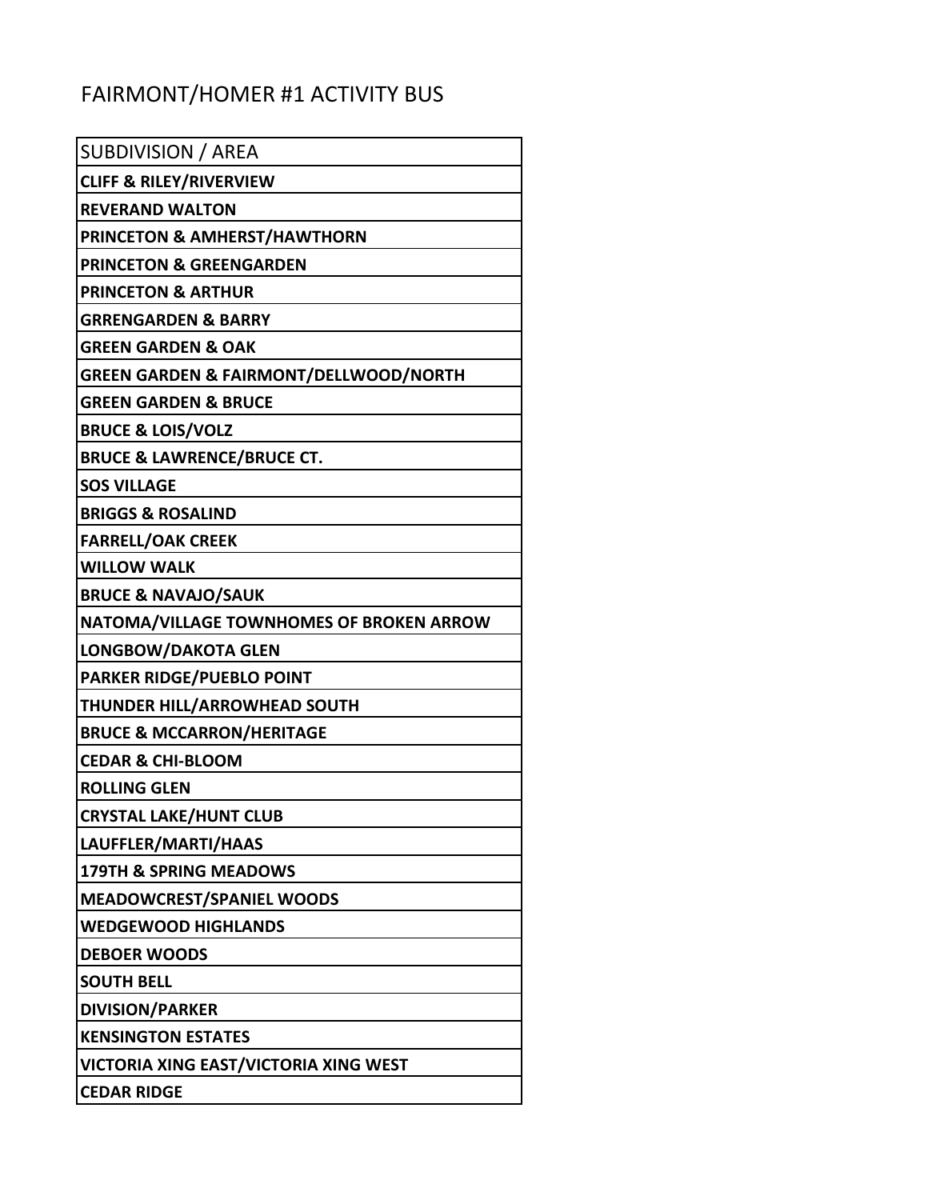# FAIRMONT/HOMER #1 ACTIVITY BUS

| SUBDIVISION / AREA |
|---|
| **CLIFF & RILEY/RIVERVIEW** |
| **REVERAND WALTON** |
| **PRINCETON & AMHERST/HAWTHORN** |
| **PRINCETON & GREENGARDEN** |
| **PRINCETON & ARTHUR** |
| **GRRENGARDEN & BARRY** |
| **GREEN GARDEN & OAK** |
| **GREEN GARDEN & FAIRMONT/DELLWOOD/NORTH** |
| **GREEN GARDEN & BRUCE** |
| **BRUCE & LOIS/VOLZ** |
| **BRUCE & LAWRENCE/BRUCE CT.** |
| **SOS VILLAGE** |
| **BRIGGS & ROSALIND** |
| **FARRELL/OAK CREEK** |
| **WILLOW WALK** |
| **BRUCE & NAVAJO/SAUK** |
| **NATOMA/VILLAGE TOWNHOMES OF BROKEN ARROW** |
| **LONGBOW/DAKOTA GLEN** |
| **PARKER RIDGE/PUEBLO POINT** |
| **THUNDER HILL/ARROWHEAD SOUTH** |
| **BRUCE & MCCARRON/HERITAGE** |
| **CEDAR & CHI-BLOOM** |
| **ROLLING GLEN** |
| **CRYSTAL LAKE/HUNT CLUB** |
| **LAUFFLER/MARTI/HAAS** |
| **179TH & SPRING MEADOWS** |
| **MEADOWCREST/SPANIEL WOODS** |
| **WEDGEWOOD HIGHLANDS** |
| **DEBOER WOODS** |
| **SOUTH BELL** |
| **DIVISION/PARKER** |
| **KENSINGTON ESTATES** |
| **VICTORIA XING EAST/VICTORIA XING WEST** |
| **CEDAR RIDGE** |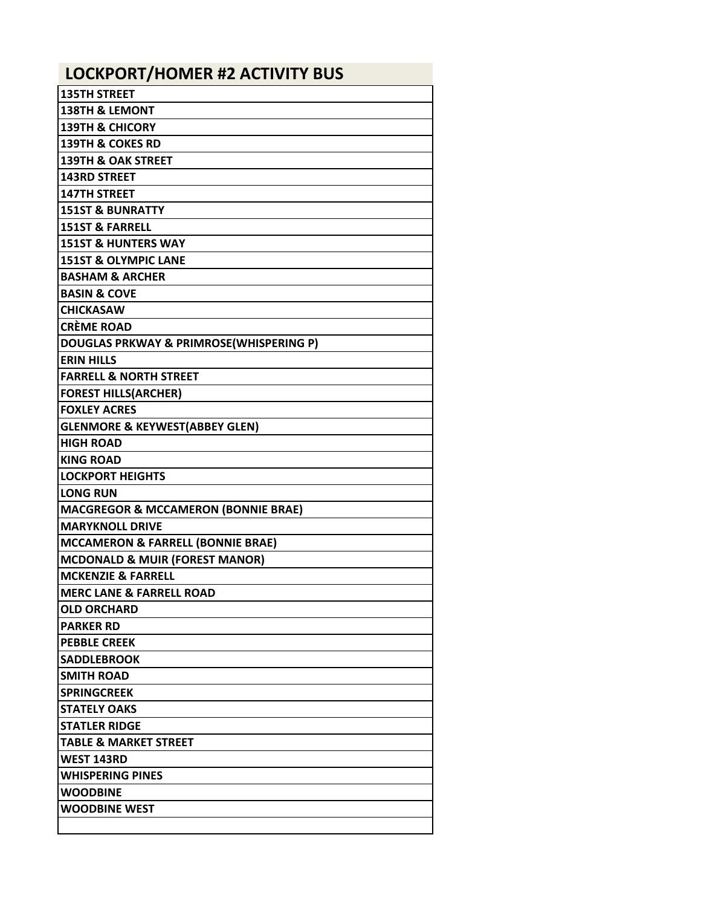| LOCKPORT/HOMER #2 ACTIVITY BUS |
| --- |
| 135TH STREET |
| 138TH & LEMONT |
| 139TH & CHICORY |
| 139TH & COKES RD |
| 139TH & OAK STREET |
| 143RD STREET |
| 147TH STREET |
| 151ST & BUNRATTY |
| 151ST & FARRELL |
| 151ST & HUNTERS WAY |
| 151ST & OLYMPIC LANE |
| BASHAM & ARCHER |
| BASIN & COVE |
| CHICKASAW |
| CRÈME ROAD |
| DOUGLAS PRKWAY & PRIMROSE(WHISPERING P) |
| ERIN HILLS |
| FARRELL & NORTH STREET |
| FOREST HILLS(ARCHER) |
| FOXLEY ACRES |
| GLENMORE & KEYWEST(ABBEY GLEN) |
| HIGH ROAD |
| KING ROAD |
| LOCKPORT HEIGHTS |
| LONG RUN |
| MACGREGOR & MCCAMERON (BONNIE BRAE) |
| MARYKNOLL DRIVE |
| MCCAMERON & FARRELL (BONNIE BRAE) |
| MCDONALD & MUIR (FOREST MANOR) |
| MCKENZIE & FARRELL |
| MERC LANE & FARRELL ROAD |
| OLD ORCHARD |
| PARKER RD |
| PEBBLE CREEK |
| SADDLEBROOK |
| SMITH ROAD |
| SPRINGCREEK |
| STATELY OAKS |
| STATLER RIDGE |
| TABLE & MARKET STREET |
| WEST 143RD |
| WHISPERING PINES |
| WOODBINE |
| WOODBINE WEST |
| |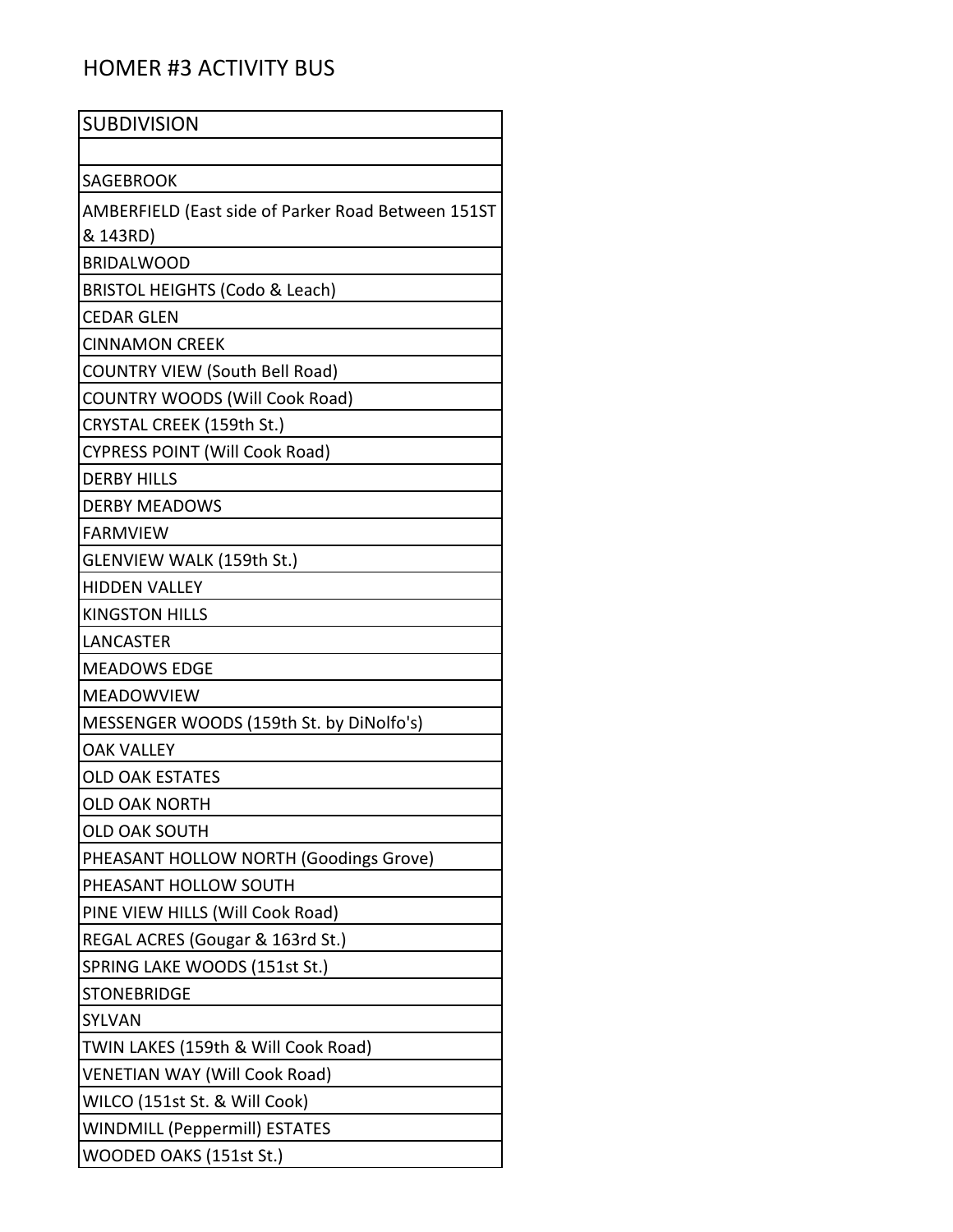# HOMER #3 ACTIVITY BUS

| SUBDIVISION |
| --- |
| |
| SAGEBROOK |
| AMBERFIELD (East side of Parker Road Between 151ST & 143RD) |
| BRIDALWOOD |
| BRISTOL HEIGHTS (Codo & Leach) |
| CEDAR GLEN |
| CINNAMON CREEK |
| COUNTRY VIEW (South Bell Road) |
| COUNTRY WOODS (Will Cook Road) |
| CRYSTAL CREEK (159th St.) |
| CYPRESS POINT (Will Cook Road) |
| DERBY HILLS |
| DERBY MEADOWS |
| FARMVIEW |
| GLENVIEW WALK (159th St.) |
| HIDDEN VALLEY |
| KINGSTON HILLS |
| LANCASTER |
| MEADOWS EDGE |
| MEADOWVIEW |
| MESSENGER WOODS (159th St. by DiNolfo's) |
| OAK VALLEY |
| OLD OAK ESTATES |
| OLD OAK NORTH |
| OLD OAK SOUTH |
| PHEASANT HOLLOW NORTH (Goodings Grove) |
| PHEASANT HOLLOW SOUTH |
| PINE VIEW HILLS (Will Cook Road) |
| REGAL ACRES (Gougar & 163rd St.) |
| SPRING LAKE WOODS (151st St.) |
| STONEBRIDGE |
| SYLVAN |
| TWIN LAKES (159th & Will Cook Road) |
| VENETIAN WAY (Will Cook Road) |
| WILCO (151st St. & Will Cook) |
| WINDMILL (Peppermill) ESTATES |
| WOODED OAKS (151st St.) |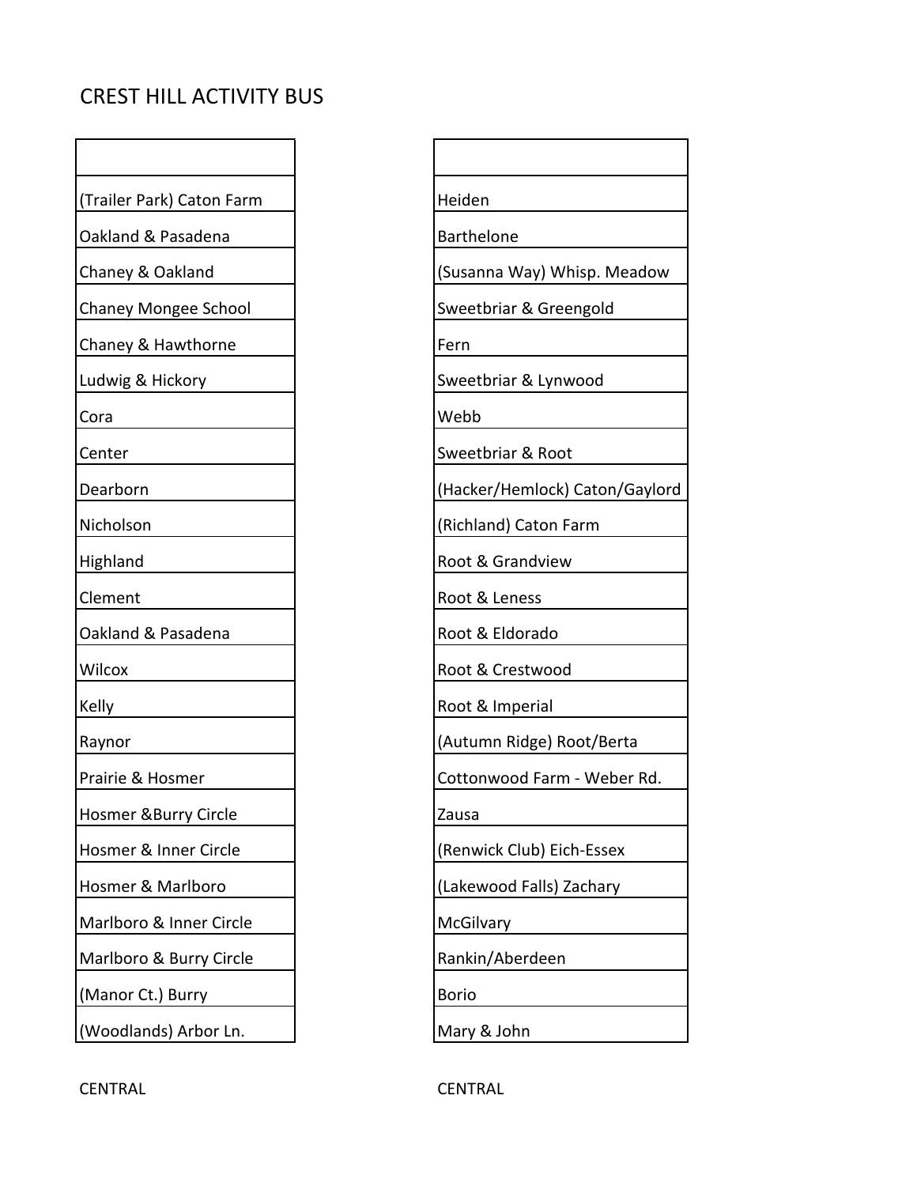# CREST HILL ACTIVITY BUS

| |
|---|
| (Trailer Park) Caton Farm |
| Oakland & Pasadena |
| Chaney & Oakland |
| Chaney Mongee School |
| Chaney & Hawthorne |
| Ludwig & Hickory |
| Cora |
| Center |
| Dearborn |
| Nicholson |
| Highland |
| Clement |
| Oakland & Pasadena |
| Wilcox |
| Kelly |
| Raynor |
| Prairie & Hosmer |
| Hosmer &Burry Circle |
| Hosmer & Inner Circle |
| Hosmer & Marlboro |
| Marlboro & Inner Circle |
| Marlboro & Burry Circle |
| (Manor Ct.) Burry |
| (Woodlands) Arbor Ln. |

CENTRAL

| |
|---|
| Heiden |
| Barthelone |
| (Susanna Way) Whisp. Meadow |
| Sweetbriar & Greengold |
| Fern |
| Sweetbriar & Lynwood |
| Webb |
| Sweetbriar & Root |
| (Hacker/Hemlock) Caton/Gaylord |
| (Richland) Caton Farm |
| Root & Grandview |
| Root & Leness |
| Root & Eldorado |
| Root & Crestwood |
| Root & Imperial |
| (Autumn Ridge) Root/Berta |
| Cottonwood Farm - Weber Rd. |
| Zausa |
| (Renwick Club) Eich-Essex |
| (Lakewood Falls) Zachary |
| McGilvary |
| Rankin/Aberdeen |
| Borio |
| Mary & John |

CENTRAL